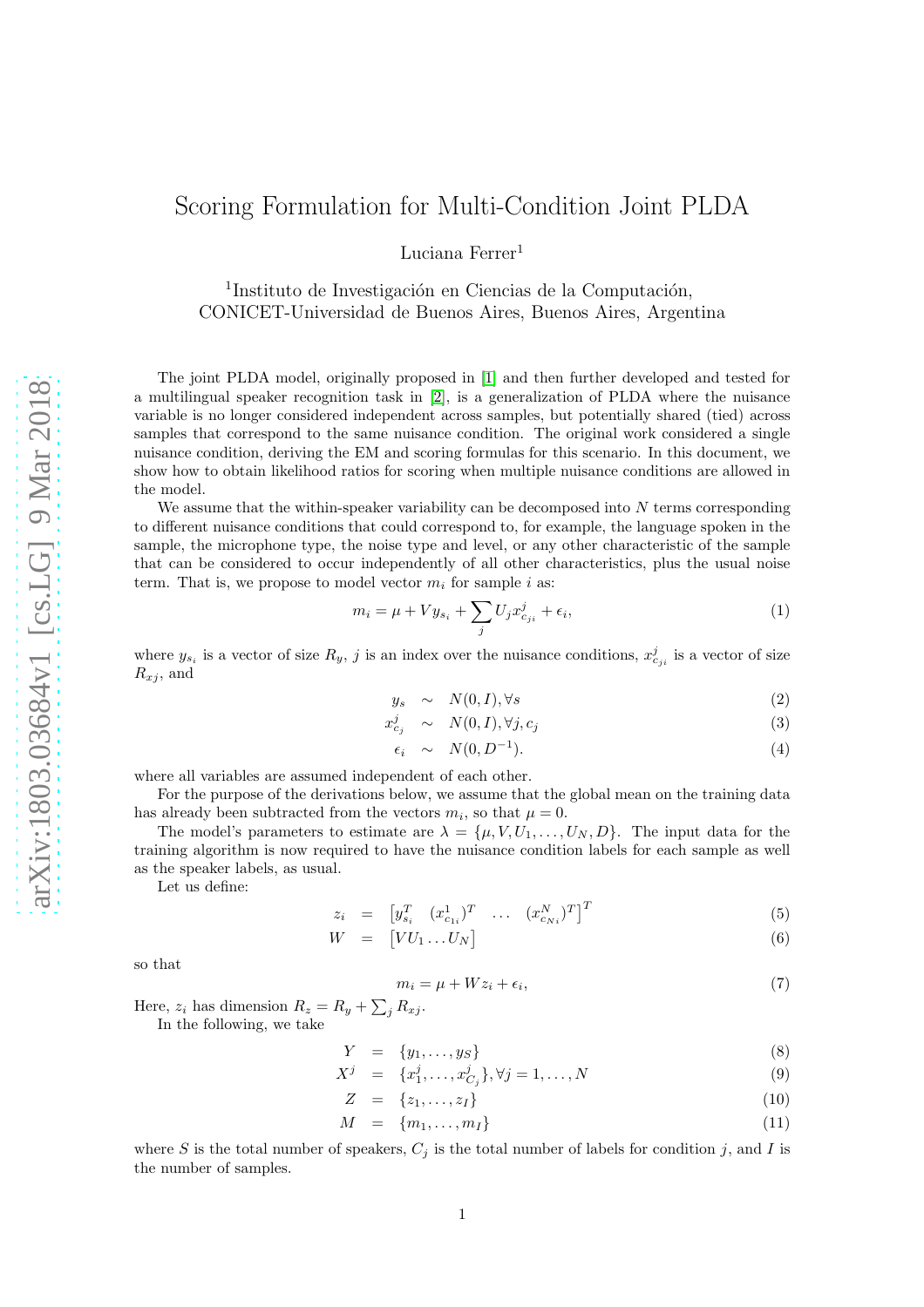# Scoring Formulation for Multi-Condition Joint PLDA

Luciana Ferrer[1]

[1]Instituto de Investigación en Ciencias de la Computación, CONICET-Universidad de Buenos Aires, Buenos Aires, Argentina

The joint PLDA model, originally proposed in [1] and then further developed and tested for a multilingual speaker recognition task in [2], is a generalization of PLDA where the nuisance variable is no longer considered independent across samples, but potentially shared (tied) across samples that correspond to the same nuisance condition. The original work considered a single nuisance condition, deriving the EM and scoring formulas for this scenario. In this document, we show how to obtain likelihood ratios for scoring when multiple nuisance conditions are allowed in the model.

We assume that the within-speaker variability can be decomposed into $N$ terms corresponding to different nuisance conditions that could correspond to, for example, the language spoken in the sample, the microphone type, the noise type and level, or any other characteristic of the sample that can be considered to occur independently of all other characteristics, plus the usual noise term. That is, we propose to model vector $m_i$ for sample $i$ as:

$$m_i = \mu + V y_{s_i} + \sum_j U_j x^j_{c_{ji}} + \epsilon_i, \tag{1}$$

where $y_{s_i}$ is a vector of size $R_y$, $j$ is an index over the nuisance conditions, $x^j_{c_{ji}}$ is a vector of size $R_{xj}$, and

$$\begin{aligned} y_s &\sim N(0, I), \forall s & (2)\\ x^j_{c_j} &\sim N(0, I), \forall j, c_j & (3)\\ \epsilon_i &\sim N(0, D^{-1}). & (4) \end{aligned}$$

where all variables are assumed independent of each other.

For the purpose of the derivations below, we assume that the global mean on the training data has already been subtracted from the vectors $m_i$, so that $\mu = 0$.

The model's parameters to estimate are $\lambda = \{\mu, V, U_1, \ldots, U_N, D\}$. The input data for the training algorithm is now required to have the nuisance condition labels for each sample as well as the speaker labels, as usual.

Let us define:

$$\begin{aligned} z_i &= \begin{bmatrix} y_{s_i}^T & (x^1_{c_{1i}})^T & \ldots & (x^N_{c_{Ni}})^T \end{bmatrix}^T & (5)\\ W &= \begin{bmatrix} V U_1 \ldots U_N \end{bmatrix} & (6) \end{aligned}$$

so that

$$m_i = \mu + W z_i + \epsilon_i, \tag{7}$$

Here, $z_i$ has dimension $R_z = R_y + \sum_j R_{xj}$.

In the following, we take

$$\begin{aligned} Y &= \{y_1, \ldots, y_S\} & (8)\\ X^j &= \{x^j_1, \ldots, x^j_{C_j}\}, \forall j = 1, \ldots, N & (9)\\ Z &= \{z_1, \ldots, z_I\} & (10)\\ M &= \{m_1, \ldots, m_I\} & (11) \end{aligned}$$

where $S$ is the total number of speakers, $C_j$ is the total number of labels for condition $j$, and $I$ is the number of samples.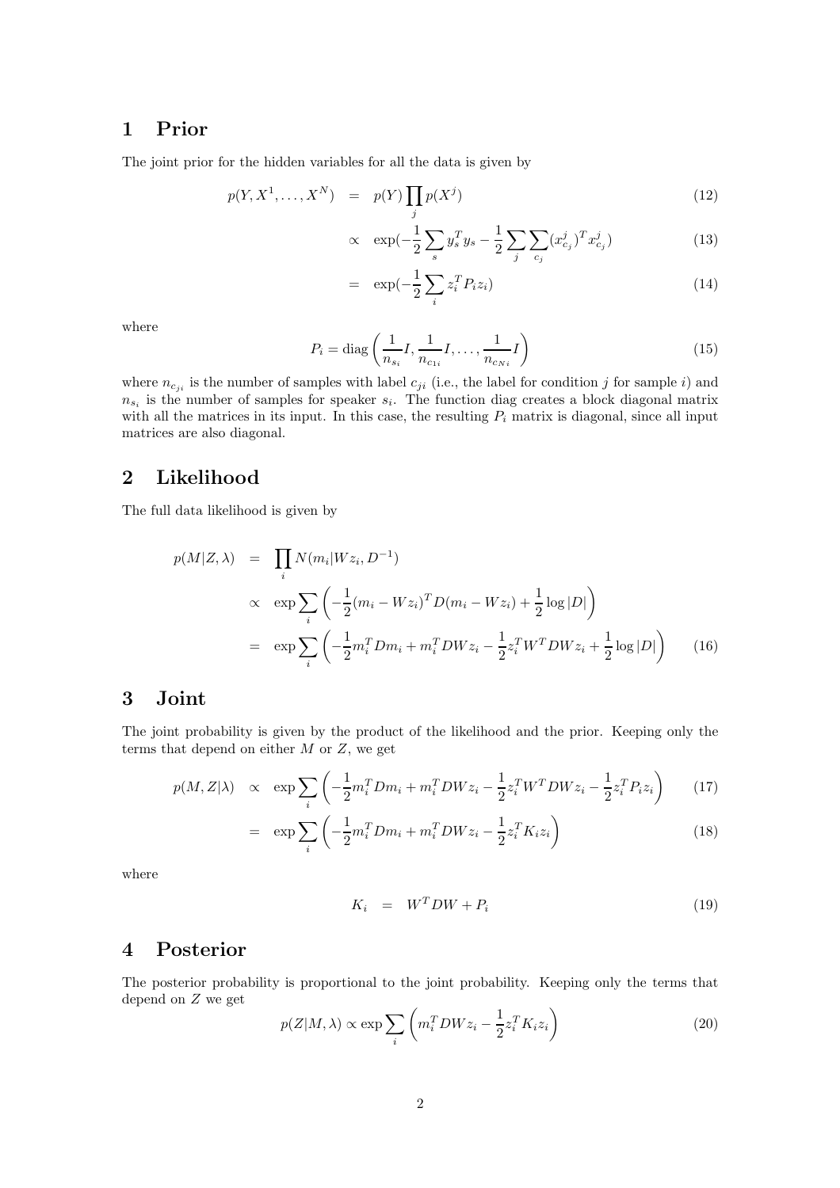# 1 Prior

The joint prior for the hidden variables for all the data is given by

$$
\begin{aligned}
p(Y, X^1, \ldots, X^N) &= p(Y) \prod_j p(X^j) && (12)\\
&\propto \exp(-\frac{1}{2}\sum_s y_s^T y_s - \frac{1}{2}\sum_j \sum_{c_j} (x_{c_j}^j)^T x_{c_j}^j) && (13)\\
&= \exp(-\frac{1}{2}\sum_i z_i^T P_i z_i) && (14)
\end{aligned}
$$

where

$$
P_i = \operatorname{diag}\left(\frac{1}{n_{s_i}} I, \frac{1}{n_{c_{1i}}} I, \ldots, \frac{1}{n_{c_{Ni}}} I\right) \quad (15)
$$

where $n_{c_{ji}}$ is the number of samples with label $c_{ji}$ (i.e., the label for condition $j$ for sample $i$) and $n_{s_i}$ is the number of samples for speaker $s_i$. The function diag creates a block diagonal matrix with all the matrices in its input. In this case, the resulting $P_i$ matrix is diagonal, since all input matrices are also diagonal.

# 2 Likelihood

The full data likelihood is given by

$$
\begin{aligned}
p(M|Z, \lambda) &= \prod_i N(m_i | W z_i, D^{-1})\\
&\propto \exp \sum_i \left(-\frac{1}{2}(m_i - W z_i)^T D (m_i - W z_i) + \frac{1}{2}\log|D|\right)\\
&= \exp \sum_i \left(-\frac{1}{2} m_i^T D m_i + m_i^T D W z_i - \frac{1}{2} z_i^T W^T D W z_i + \frac{1}{2}\log|D|\right) && (16)
\end{aligned}
$$

# 3 Joint

The joint probability is given by the product of the likelihood and the prior. Keeping only the terms that depend on either $M$ or $Z$, we get

$$
\begin{aligned}
p(M, Z|\lambda) &\propto \exp \sum_i \left(-\frac{1}{2} m_i^T D m_i + m_i^T D W z_i - \frac{1}{2} z_i^T W^T D W z_i - \frac{1}{2} z_i^T P_i z_i\right) && (17)\\
&= \exp \sum_i \left(-\frac{1}{2} m_i^T D m_i + m_i^T D W z_i - \frac{1}{2} z_i^T K_i z_i\right) && (18)
\end{aligned}
$$

where

$$
K_i = W^T D W + P_i \quad (19)
$$

# 4 Posterior

The posterior probability is proportional to the joint probability. Keeping only the terms that depend on $Z$ we get

$$
p(Z|M, \lambda) \propto \exp \sum_i \left(m_i^T D W z_i - \frac{1}{2} z_i^T K_i z_i\right) \quad (20)
$$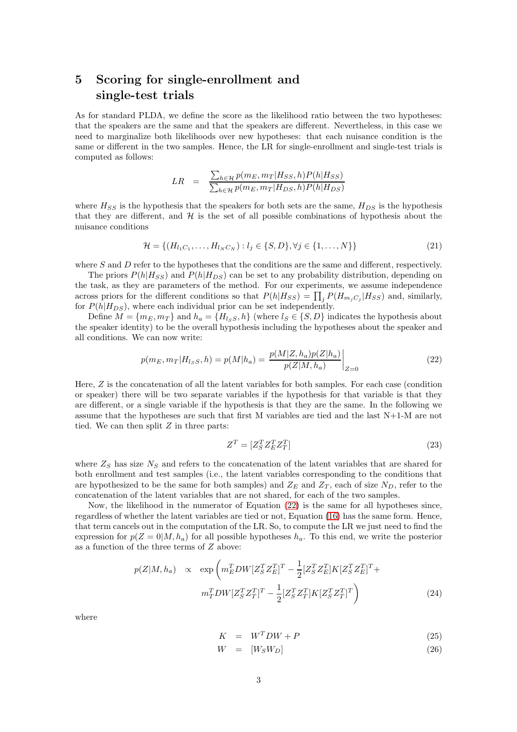# 5 Scoring for single-enrollment and single-test trials

As for standard PLDA, we define the score as the likelihood ratio between the two hypotheses: that the speakers are the same and that the speakers are different. Nevertheless, in this case we need to marginalize both likelihoods over new hypotheses: that each nuisance condition is the same or different in the two samples. Hence, the LR for single-enrollment and single-test trials is computed as follows:

$$LR = \frac{\sum_{h \in \mathcal{H}} p(m_E, m_T | H_{SS}, h) P(h | H_{SS})}{\sum_{h \in \mathcal{H}} p(m_E, m_T | H_{DS}, h) P(h | H_{DS})}$$

where $H_{SS}$ is the hypothesis that the speakers for both sets are the same, $H_{DS}$ is the hypothesis that they are different, and $\mathcal{H}$ is the set of all possible combinations of hypothesis about the nuisance conditions

$$\mathcal{H} = \{(H_{l_1 C_1}, \ldots, H_{l_N C_N}) : l_j \in \{S, D\}, \forall j \in \{1, \ldots, N\}\} \tag{21}$$

where $S$ and $D$ refer to the hypotheses that the conditions are the same and different, respectively.

The priors $P(h|H_{SS})$ and $P(h|H_{DS})$ can be set to any probability distribution, depending on the task, as they are parameters of the method. For our experiments, we assume independence across priors for the different conditions so that $P(h|H_{SS}) = \prod_j P(H_{m_j C_j}|H_{SS})$ and, similarly, for $P(h|H_{DS})$, where each individual prior can be set independently.

Define $M = \{m_E, m_T\}$ and $h_a = \{H_{l_S S}, h\}$ (where $l_S \in \{S, D\}$ indicates the hypothesis about the speaker identity) to be the overall hypothesis including the hypotheses about the speaker and all conditions. We can now write:

$$p(m_E, m_T | H_{l_S S}, h) = p(M | h_a) = \left. \frac{p(M | Z, h_a) p(Z | h_a)}{p(Z | M, h_a)} \right|_{Z=0} \tag{22}$$

Here, $Z$ is the concatenation of all the latent variables for both samples. For each case (condition or speaker) there will be two separate variables if the hypothesis for that variable is that they are different, or a single variable if the hypothesis is that they are the same. In the following we assume that the hypotheses are such that first M variables are tied and the last N+1-M are not tied. We can then split $Z$ in three parts:

$$Z^T = [Z_S^T Z_E^T Z_T^T] \tag{23}$$

where $Z_S$ has size $N_S$ and refers to the concatenation of the latent variables that are shared for both enrollment and test samples (i.e., the latent variables corresponding to the conditions that are hypothesized to be the same for both samples) and $Z_E$ and $Z_T$, each of size $N_D$, refer to the concatenation of the latent variables that are not shared, for each of the two samples.

Now, the likelihood in the numerator of Equation (22) is the same for all hypotheses since, regardless of whether the latent variables are tied or not, Equation (16) has the same form. Hence, that term cancels out in the computation of the LR. So, to compute the LR we just need to find the expression for $p(Z = 0|M, h_a)$ for all possible hypotheses $h_a$. To this end, we write the posterior as a function of the three terms of $Z$ above:

$$\begin{aligned} p(Z|M, h_a) \;\propto\; \exp\Bigg( & m_E^T D W [Z_S^T Z_E^T]^T - \frac{1}{2} [Z_S^T Z_E^T] K [Z_S^T Z_E^T]^T + \\ & m_T^T D W [Z_S^T Z_T^T]^T - \frac{1}{2} [Z_S^T Z_T^T] K [Z_S^T Z_T^T]^T \Bigg) \end{aligned} \tag{24}$$

where

$$K = W^T D W + P \tag{25}$$

$$W = [W_S W_D] \tag{26}$$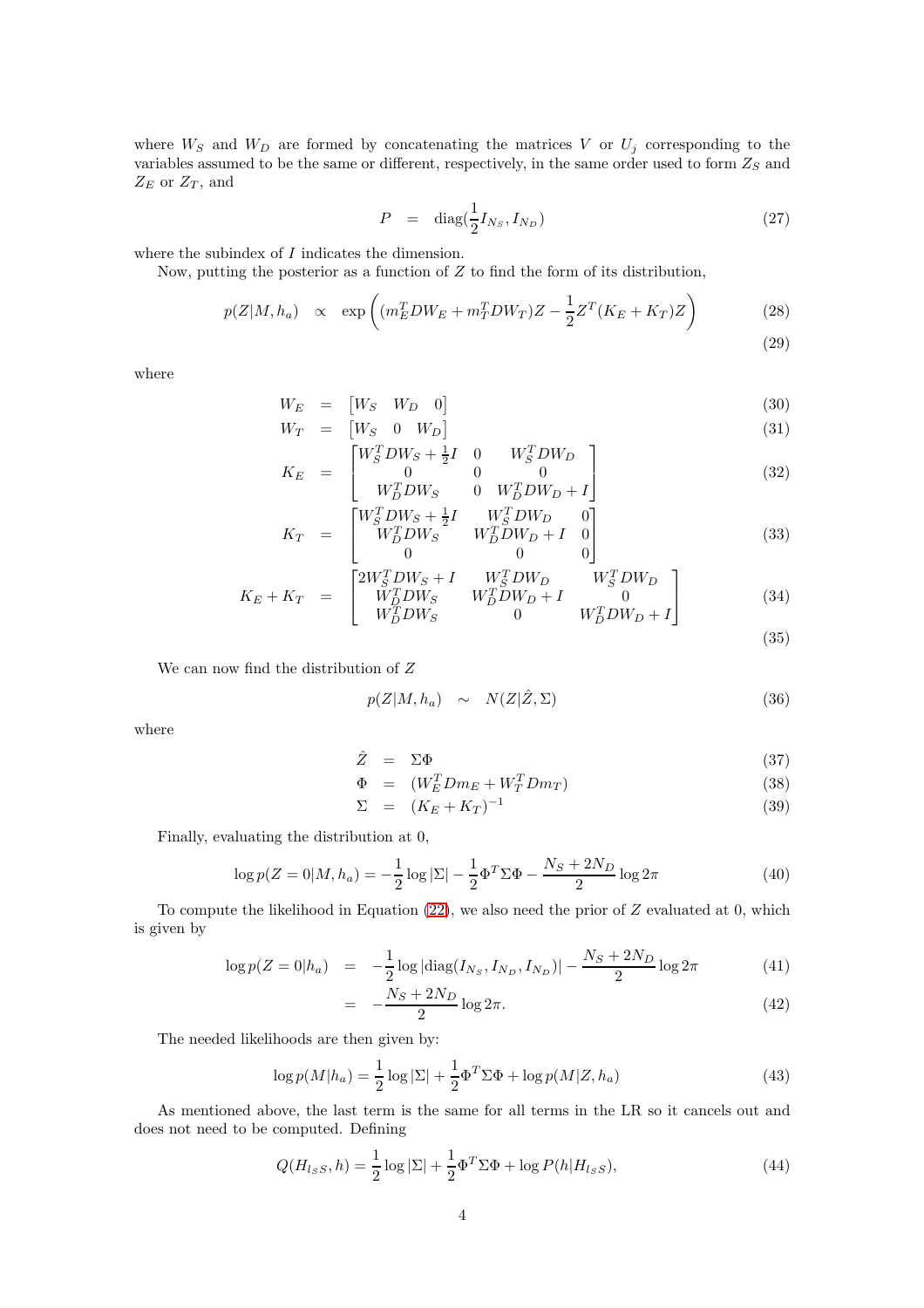where $W_S$ and $W_D$ are formed by concatenating the matrices $V$ or $U_j$ corresponding to the variables assumed to be the same or different, respectively, in the same order used to form $Z_S$ and $Z_E$ or $Z_T$, and

$$P = \operatorname{diag}(\frac{1}{2}I_{N_S}, I_{N_D}) \tag{27}$$

where the subindex of $I$ indicates the dimension.

Now, putting the posterior as a function of $Z$ to find the form of its distribution,

$$p(Z|M,h_a) \propto \exp\left((m_E^T D W_E + m_T^T D W_T)Z - \frac{1}{2}Z^T(K_E+K_T)Z\right) \tag{28}$$

$$\tag{29}$$

where

$$W_E = \begin{bmatrix} W_S & W_D & 0 \end{bmatrix} \tag{30}$$

$$W_T = \begin{bmatrix} W_S & 0 & W_D \end{bmatrix} \tag{31}$$

$$K_E = \begin{bmatrix} W_S^T D W_S + \frac{1}{2}I & 0 & W_S^T D W_D \\ 0 & 0 & 0 \\ W_D^T D W_S & 0 & W_D^T D W_D + I \end{bmatrix} \tag{32}$$

$$K_T = \begin{bmatrix} W_S^T D W_S + \frac{1}{2}I & W_S^T D W_D & 0 \\ W_D^T D W_S & W_D^T D W_D + I & 0 \\ 0 & 0 & 0 \end{bmatrix} \tag{33}$$

$$K_E + K_T = \begin{bmatrix} 2W_S^T D W_S + I & W_S^T D W_D & W_S^T D W_D \\ W_D^T D W_S & W_D^T D W_D + I & 0 \\ W_D^T D W_S & 0 & W_D^T D W_D + I \end{bmatrix} \tag{34}$$

$$\tag{35}$$

We can now find the distribution of $Z$

$$p(Z|M,h_a) \sim N(Z|\hat{Z},\Sigma) \tag{36}$$

where

$$\hat{Z} = \Sigma\Phi \tag{37}$$

$$\Phi = (W_E^T D m_E + W_T^T D m_T) \tag{38}$$

$$\Sigma = (K_E+K_T)^{-1} \tag{39}$$

Finally, evaluating the distribution at 0,

$$\log p(Z=0|M,h_a) = -\frac{1}{2}\log|\Sigma| - \frac{1}{2}\Phi^T\Sigma\Phi - \frac{N_S+2N_D}{2}\log 2\pi \tag{40}$$

To compute the likelihood in Equation (22), we also need the prior of $Z$ evaluated at 0, which is given by

$$\log p(Z=0|h_a) = -\frac{1}{2}\log|\operatorname{diag}(I_{N_S}, I_{N_D}, I_{N_D})| - \frac{N_S+2N_D}{2}\log 2\pi \tag{41}$$

$$= -\frac{N_S+2N_D}{2}\log 2\pi. \tag{42}$$

The needed likelihoods are then given by:

$$\log p(M|h_a) = \frac{1}{2}\log|\Sigma| + \frac{1}{2}\Phi^T\Sigma\Phi + \log p(M|Z,h_a) \tag{43}$$

As mentioned above, the last term is the same for all terms in the LR so it cancels out and does not need to be computed. Defining

$$Q(H_{l_S S}, h) = \frac{1}{2}\log|\Sigma| + \frac{1}{2}\Phi^T\Sigma\Phi + \log P(h|H_{l_S S}), \tag{44}$$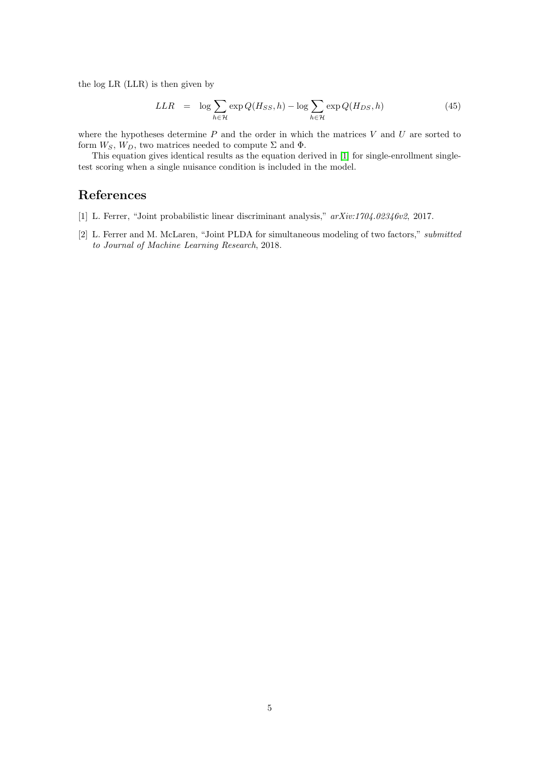the log LR (LLR) is then given by

$$LLR = \log \sum_{h \in \mathcal{H}} \exp Q(H_{SS}, h) - \log \sum_{h \in \mathcal{H}} \exp Q(H_{DS}, h) \tag{45}$$

where the hypotheses determine $P$ and the order in which the matrices $V$ and $U$ are sorted to form $W_S$, $W_D$, two matrices needed to compute $\Sigma$ and $\Phi$.

This equation gives identical results as the equation derived in [1] for single-enrollment single-test scoring when a single nuisance condition is included in the model.

## References

[1] L. Ferrer, "Joint probabilistic linear discriminant analysis," *arXiv:1704.02346v2*, 2017.

[2] L. Ferrer and M. McLaren, "Joint PLDA for simultaneous modeling of two factors," *submitted to Journal of Machine Learning Research*, 2018.